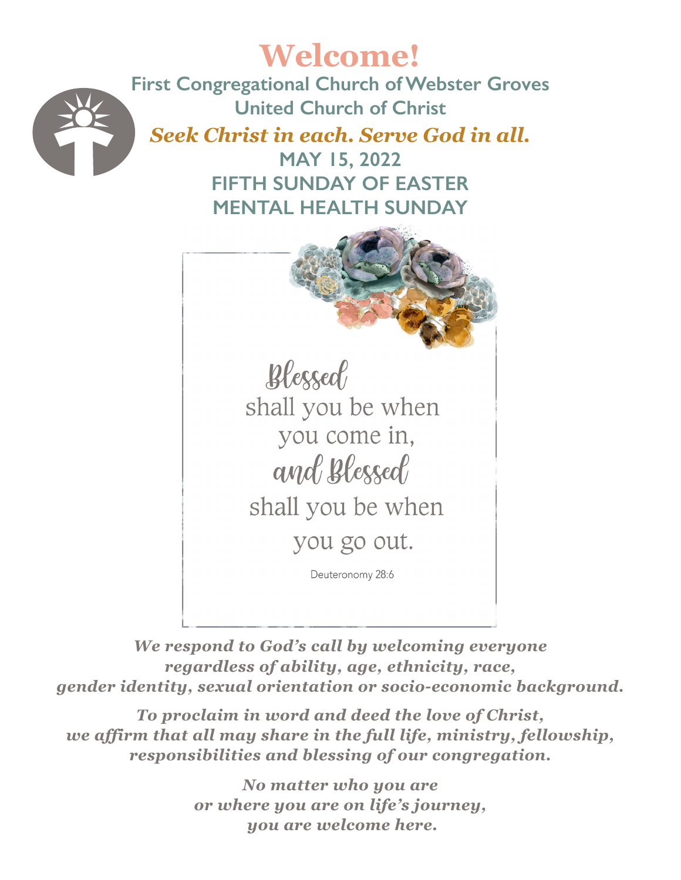# Welcome!

**First Congregational Church of Webster Groves**
**United Church of Christ**

***Seek Christ in each. Serve God in all.***

**MAY 15, 2022**
**FIFTH SUNDAY OF EASTER**
**MENTAL HEALTH SUNDAY**

Blessed shall you be when you come in, and Blessed shall you be when you go out.

Deuteronomy 28:6

***We respond to God's call by welcoming everyone regardless of ability, age, ethnicity, race, gender identity, sexual orientation or socio-economic background.***

***To proclaim in word and deed the love of Christ, we affirm that all may share in the full life, ministry, fellowship, responsibilities and blessing of our congregation.***

***No matter who you are or where you are on life's journey, you are welcome here.***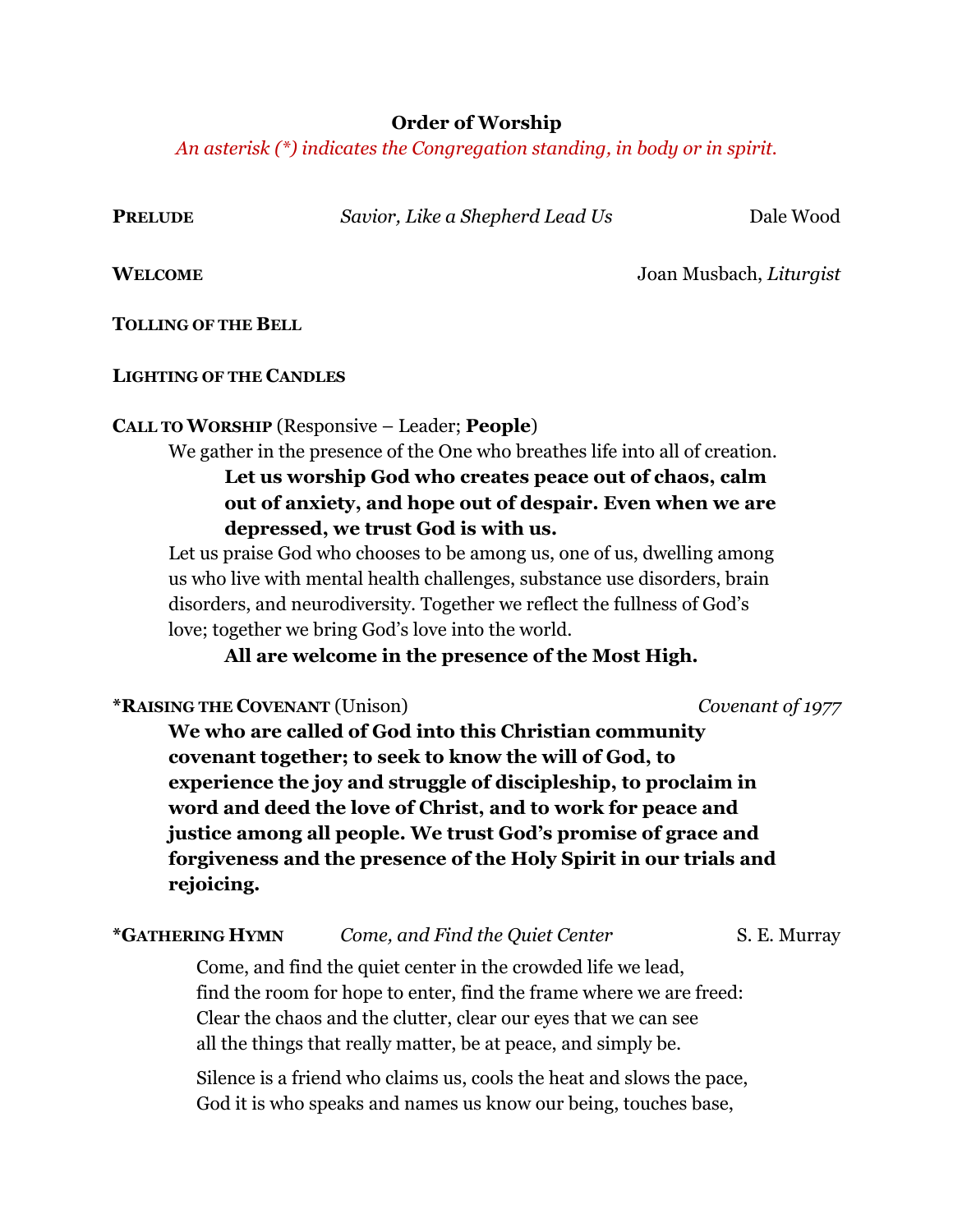**Order of Worship**

*An asterisk (\*) indicates the Congregation standing, in body or in spirit.*

**PRELUDE** *Savior, Like a Shepherd Lead Us* Dale Wood

**WELCOME** Joan Musbach, *Liturgist*

**TOLLING OF THE BELL**

**LIGHTING OF THE CANDLES**

**CALL TO WORSHIP** (Responsive – Leader; **People**)

We gather in the presence of the One who breathes life into all of creation.

> **Let us worship God who creates peace out of chaos, calm out of anxiety, and hope out of despair. Even when we are depressed, we trust God is with us.**

Let us praise God who chooses to be among us, one of us, dwelling among us who live with mental health challenges, substance use disorders, brain disorders, and neurodiversity. Together we reflect the fullness of God's love; together we bring God's love into the world.

> **All are welcome in the presence of the Most High.**

**\*RAISING THE COVENANT** (Unison) *Covenant of 1977*

**We who are called of God into this Christian community covenant together; to seek to know the will of God, to experience the joy and struggle of discipleship, to proclaim in word and deed the love of Christ, and to work for peace and justice among all people. We trust God's promise of grace and forgiveness and the presence of the Holy Spirit in our trials and rejoicing.**

**\*GATHERING HYMN** *Come, and Find the Quiet Center* S. E. Murray

Come, and find the quiet center in the crowded life we lead,
find the room for hope to enter, find the frame where we are freed:
Clear the chaos and the clutter, clear our eyes that we can see
all the things that really matter, be at peace, and simply be.

Silence is a friend who claims us, cools the heat and slows the pace,
God it is who speaks and names us know our being, touches base,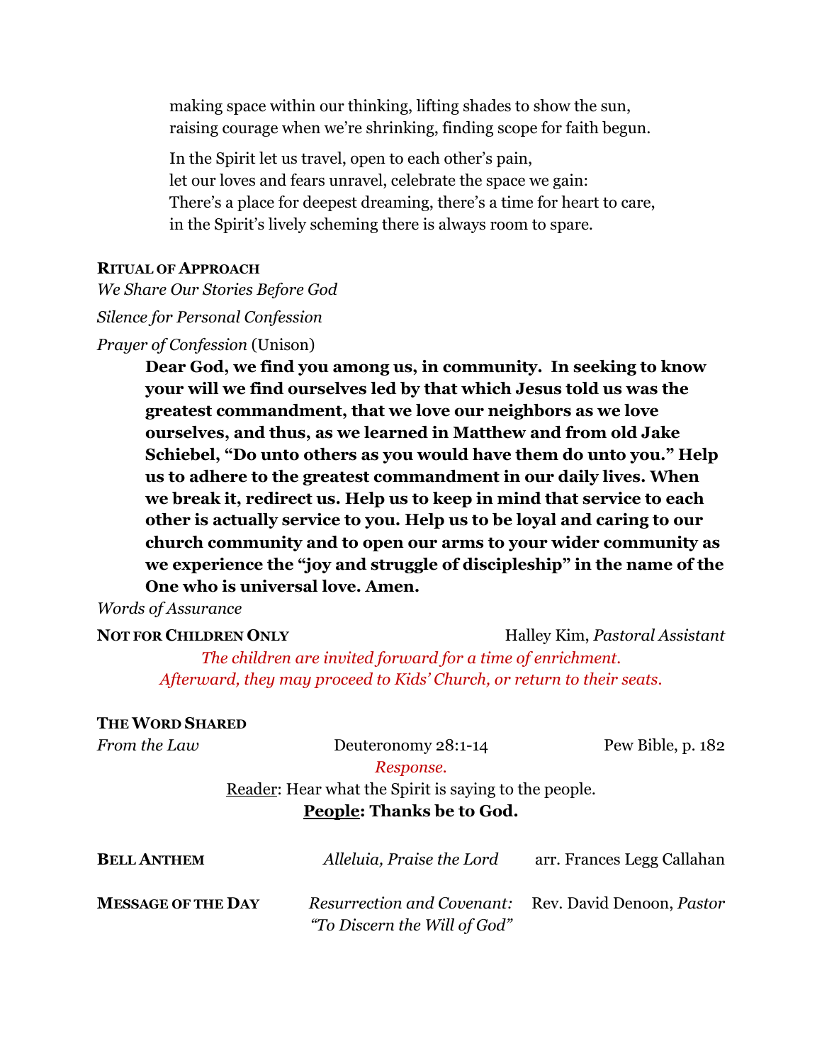making space within our thinking, lifting shades to show the sun,
raising courage when we're shrinking, finding scope for faith begun.

In the Spirit let us travel, open to each other's pain,
let our loves and fears unravel, celebrate the space we gain:
There's a place for deepest dreaming, there's a time for heart to care,
in the Spirit's lively scheming there is always room to spare.

**RITUAL OF APPROACH**

*We Share Our Stories Before God*

*Silence for Personal Confession*

*Prayer of Confession* (Unison)

> **Dear God, we find you among us, in community. In seeking to know your will we find ourselves led by that which Jesus told us was the greatest commandment, that we love our neighbors as we love ourselves, and thus, as we learned in Matthew and from old Jake Schiebel, "Do unto others as you would have them do unto you." Help us to adhere to the greatest commandment in our daily lives. When we break it, redirect us. Help us to keep in mind that service to each other is actually service to you. Help us to be loyal and caring to our church community and to open our arms to your wider community as we experience the "joy and struggle of discipleship" in the name of the One who is universal love. Amen.**

*Words of Assurance*

**NOT FOR CHILDREN ONLY** — Halley Kim, *Pastoral Assistant*

*The children are invited forward for a time of enrichment.*
*Afterward, they may proceed to Kids' Church, or return to their seats.*

**THE WORD SHARED**

*From the Law* — Deuteronomy 28:1-14 — Pew Bible, p. 182

*Response.*

Reader: Hear what the Spirit is saying to the people.
**People: Thanks be to God.**

**BELL ANTHEM** — *Alleluia, Praise the Lord* — arr. Frances Legg Callahan

**MESSAGE OF THE DAY** — *Resurrection and Covenant: "To Discern the Will of God"* — Rev. David Denoon, *Pastor*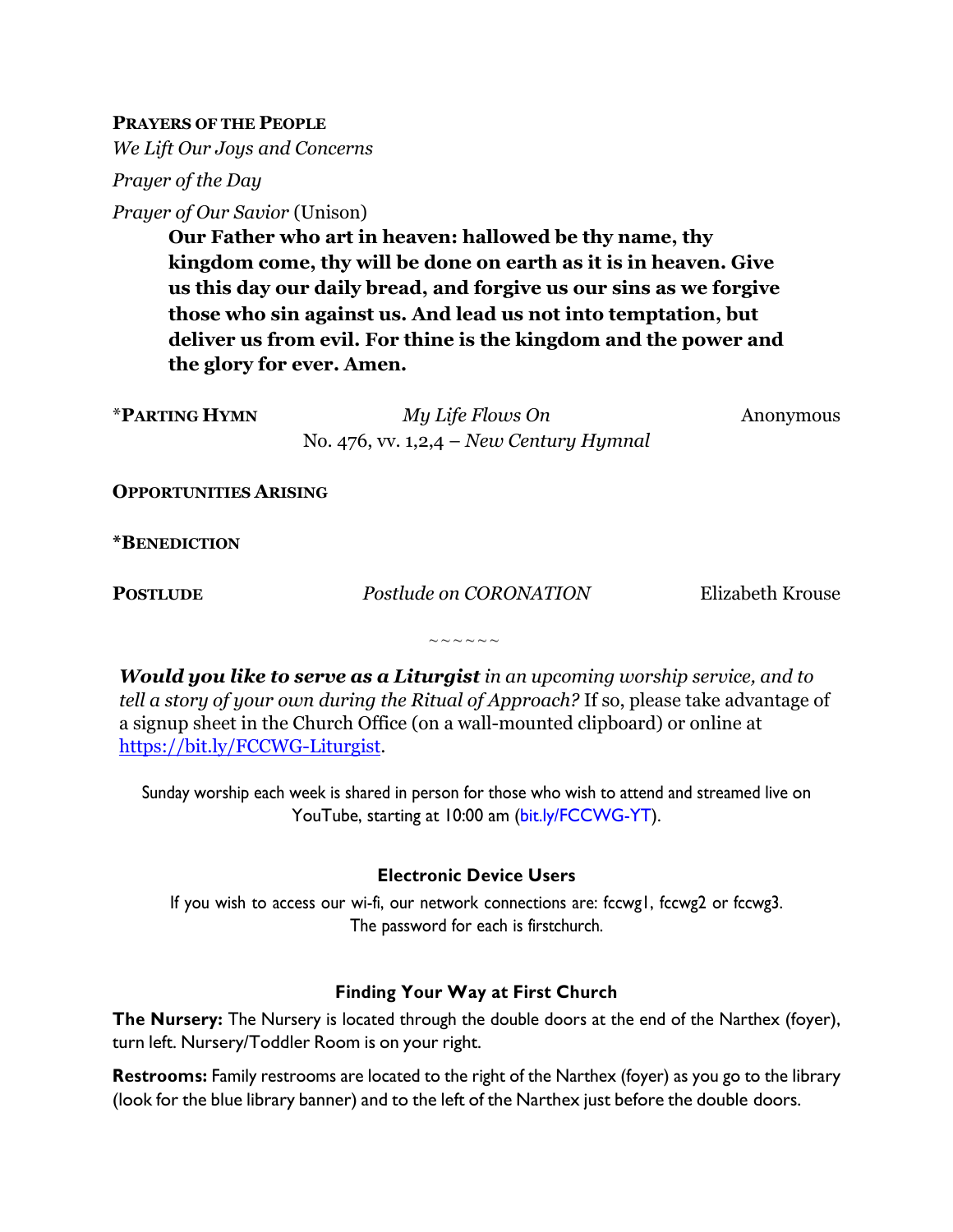**PRAYERS OF THE PEOPLE**

*We Lift Our Joys and Concerns*

*Prayer of the Day*

*Prayer of Our Savior* (Unison)

> **Our Father who art in heaven: hallowed be thy name, thy kingdom come, thy will be done on earth as it is in heaven. Give us this day our daily bread, and forgive us our sins as we forgive those who sin against us. And lead us not into temptation, but deliver us from evil. For thine is the kingdom and the power and the glory for ever. Amen.**

***PARTING HYMN** — *My Life Flows On* — Anonymous
No. 476, vv. 1,2,4 – *New Century Hymnal*

**OPPORTUNITIES ARISING**

***BENEDICTION**

**POSTLUDE** — *Postlude on CORONATION* — Elizabeth Krouse

~~~~~~

***Would you like to serve as a Liturgist*** *in an upcoming worship service, and to tell a story of your own during the Ritual of Approach?* If so, please take advantage of a signup sheet in the Church Office (on a wall-mounted clipboard) or online at https://bit.ly/FCCWG-Liturgist.

Sunday worship each week is shared in person for those who wish to attend and streamed live on YouTube, starting at 10:00 am (bit.ly/FCCWG-YT).

**Electronic Device Users**

If you wish to access our wi-fi, our network connections are: fccwg1, fccwg2 or fccwg3. The password for each is firstchurch.

**Finding Your Way at First Church**

**The Nursery:** The Nursery is located through the double doors at the end of the Narthex (foyer), turn left. Nursery/Toddler Room is on your right.

**Restrooms:** Family restrooms are located to the right of the Narthex (foyer) as you go to the library (look for the blue library banner) and to the left of the Narthex just before the double doors.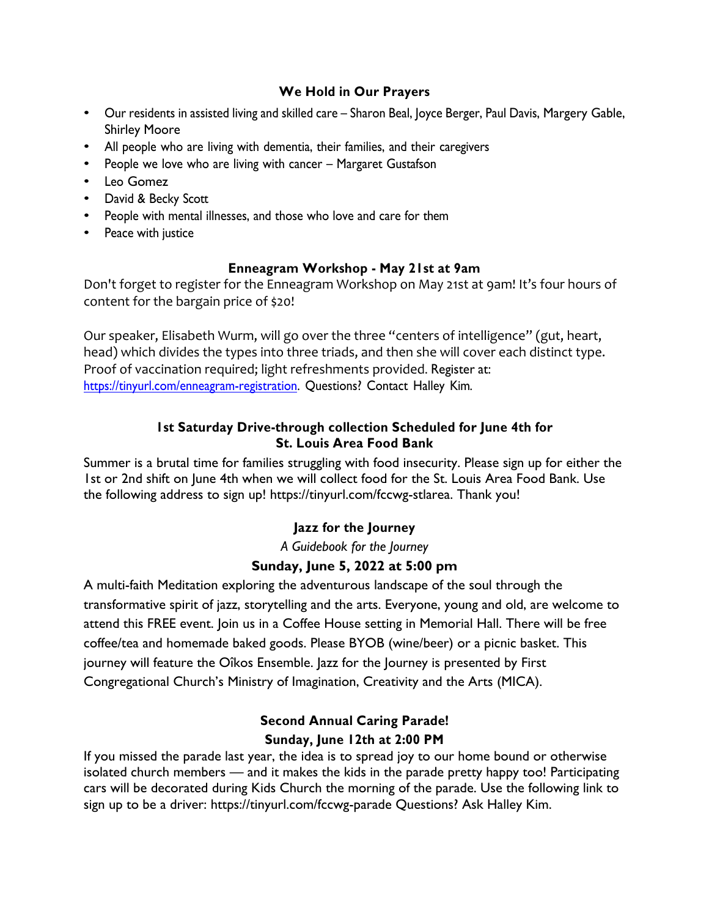### We Hold in Our Prayers

- Our residents in assisted living and skilled care – Sharon Beal, Joyce Berger, Paul Davis, Margery Gable, Shirley Moore
- All people who are living with dementia, their families, and their caregivers
- People we love who are living with cancer – Margaret Gustafson
- Leo Gomez
- David & Becky Scott
- People with mental illnesses, and those who love and care for them
- Peace with justice

### Enneagram Workshop - May 21st at 9am

Don't forget to register for the Enneagram Workshop on May 21st at 9am! It's four hours of content for the bargain price of $20!

Our speaker, Elisabeth Wurm, will go over the three "centers of intelligence" (gut, heart, head) which divides the types into three triads, and then she will cover each distinct type. Proof of vaccination required; light refreshments provided. Register at: https://tinyurl.com/enneagram-registration. Questions? Contact Halley Kim.

### 1st Saturday Drive-through collection Scheduled for June 4th for St. Louis Area Food Bank

Summer is a brutal time for families struggling with food insecurity. Please sign up for either the 1st or 2nd shift on June 4th when we will collect food for the St. Louis Area Food Bank. Use the following address to sign up! https://tinyurl.com/fccwg-stlarea. Thank you!

### Jazz for the Journey

*A Guidebook for the Journey*

**Sunday, June 5, 2022 at 5:00 pm**

A multi-faith Meditation exploring the adventurous landscape of the soul through the transformative spirit of jazz, storytelling and the arts. Everyone, young and old, are welcome to attend this FREE event. Join us in a Coffee House setting in Memorial Hall. There will be free coffee/tea and homemade baked goods. Please BYOB (wine/beer) or a picnic basket. This journey will feature the Oîkos Ensemble. Jazz for the Journey is presented by First Congregational Church's Ministry of Imagination, Creativity and the Arts (MICA).

### Second Annual Caring Parade!

**Sunday, June 12th at 2:00 PM**

If you missed the parade last year, the idea is to spread joy to our home bound or otherwise isolated church members — and it makes the kids in the parade pretty happy too! Participating cars will be decorated during Kids Church the morning of the parade. Use the following link to sign up to be a driver: https://tinyurl.com/fccwg-parade Questions? Ask Halley Kim.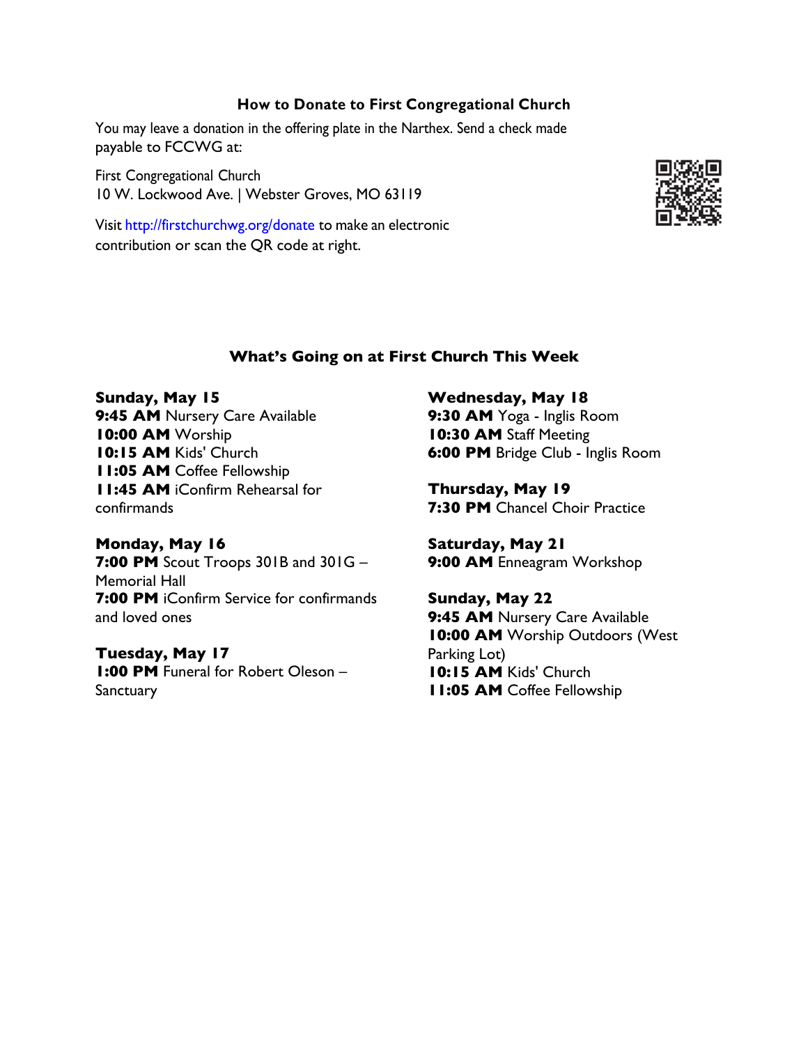### How to Donate to First Congregational Church

You may leave a donation in the offering plate in the Narthex. Send a check made payable to FCCWG at:

First Congregational Church
10 W. Lockwood Ave. | Webster Groves, MO 63119

Visit http://firstchurchwg.org/donate to make an electronic contribution or scan the QR code at right.

### What's Going on at First Church This Week

**Sunday, May 15**
**9:45 AM** Nursery Care Available
**10:00 AM** Worship
**10:15 AM** Kids' Church
**11:05 AM** Coffee Fellowship
**11:45 AM** iConfirm Rehearsal for confirmands

**Monday, May 16**
**7:00 PM** Scout Troops 301B and 301G – Memorial Hall
**7:00 PM** iConfirm Service for confirmands and loved ones

**Tuesday, May 17**
**1:00 PM** Funeral for Robert Oleson – Sanctuary

**Wednesday, May 18**
**9:30 AM** Yoga - Inglis Room
**10:30 AM** Staff Meeting
**6:00 PM** Bridge Club - Inglis Room

**Thursday, May 19**
**7:30 PM** Chancel Choir Practice

**Saturday, May 21**
**9:00 AM** Enneagram Workshop

**Sunday, May 22**
**9:45 AM** Nursery Care Available
**10:00 AM** Worship Outdoors (West Parking Lot)
**10:15 AM** Kids' Church
**11:05 AM** Coffee Fellowship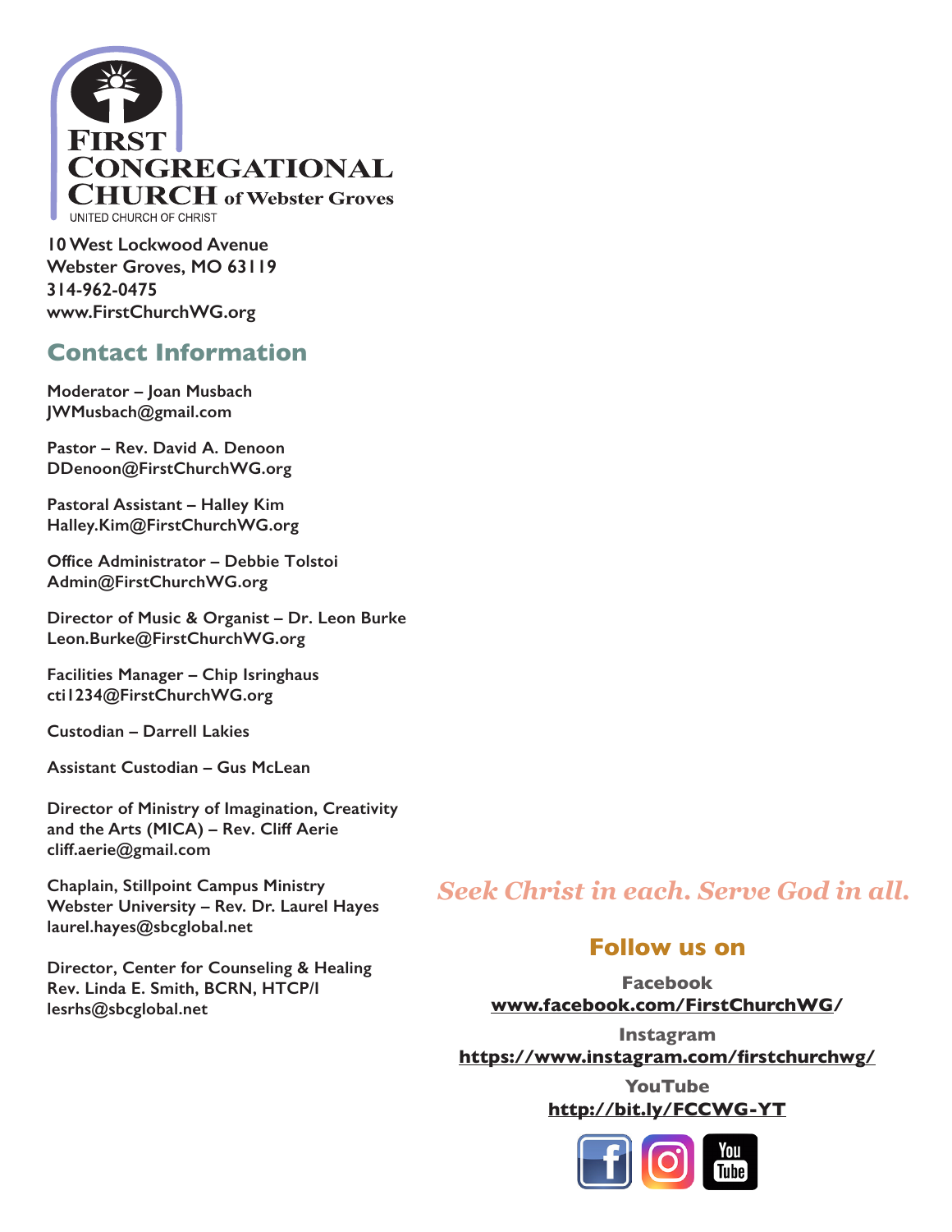FIRST CONGREGATIONAL CHURCH of Webster Groves

UNITED CHURCH OF CHRIST

**10 West Lockwood Avenue**
**Webster Groves, MO 63119**
**314-962-0475**
**www.FirstChurchWG.org**

## Contact Information

**Moderator – Joan Musbach**
**JWMusbach@gmail.com**

**Pastor – Rev. David A. Denoon**
**DDenoon@FirstChurchWG.org**

**Pastoral Assistant – Halley Kim**
**Halley.Kim@FirstChurchWG.org**

**Office Administrator – Debbie Tolstoi**
**Admin@FirstChurchWG.org**

**Director of Music & Organist – Dr. Leon Burke**
**Leon.Burke@FirstChurchWG.org**

**Facilities Manager – Chip Isringhaus**
**cti1234@FirstChurchWG.org**

**Custodian – Darrell Lakies**

**Assistant Custodian – Gus McLean**

**Director of Ministry of Imagination, Creativity and the Arts (MICA) – Rev. Cliff Aerie**
**cliff.aerie@gmail.com**

**Chaplain, Stillpoint Campus Ministry**
**Webster University – Rev. Dr. Laurel Hayes**
**laurel.hayes@sbcglobal.net**

**Director, Center for Counseling & Healing**
**Rev. Linda E. Smith, BCRN, HTCP/I**
**lesrhs@sbcglobal.net**

*Seek Christ in each. Serve God in all.*

## Follow us on

**Facebook**
**www.facebook.com/FirstChurchWG/**

**Instagram**
**https://www.instagram.com/firstchurchwg/**

**YouTube**
**http://bit.ly/FCCWG-YT**